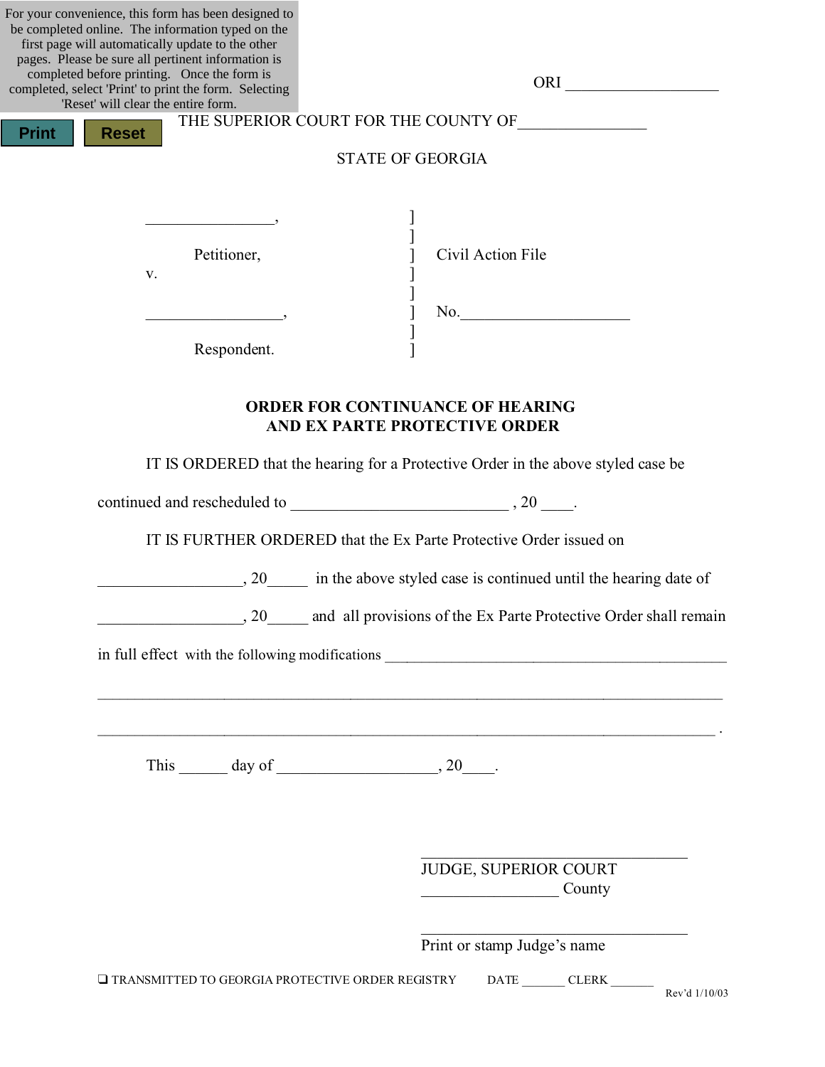For your convenience, this form has been designed to be completed online. The information typed on the first page will automatically update to the other pages. Please be sure all pertinent information is completed before printing. Once the form is completed, select 'Print' to print the form. Selecting 'Reset' will clear the entire form.

Print  Reset

ORI ___________________

THE SUPERIOR COURT FOR THE COUNTY OF________________

STATE OF GEORGIA

| | | |
|---|---|---|
| ________________, | ] | |
| | ] | |
| Petitioner, | ] | Civil Action File |
| v. | ] | |
| | ] | |
| __________________, | ] | No._____________________ |
| | ] | |
| Respondent. | ] | |

**ORDER FOR CONTINUANCE OF HEARING AND EX PARTE PROTECTIVE ORDER**

IT IS ORDERED that the hearing for a Protective Order in the above styled case be continued and rescheduled to ___________________________ , 20 ____.

IT IS FURTHER ORDERED that the Ex Parte Protective Order issued on __________________, 20_____ in the above styled case is continued until the hearing date of __________________, 20_____ and all provisions of the Ex Parte Protective Order shall remain in full effect with the following modifications ____________________________________________

________________________________________________________________________________

________________________________________________________________________________ .

This ______ day of ____________________, 20____.

_________________________________
JUDGE, SUPERIOR COURT
_________________ County

_________________________________
Print or stamp Judge's name

❑ TRANSMITTED TO GEORGIA PROTECTIVE ORDER REGISTRY DATE _______ CLERK _______

Rev'd 1/10/03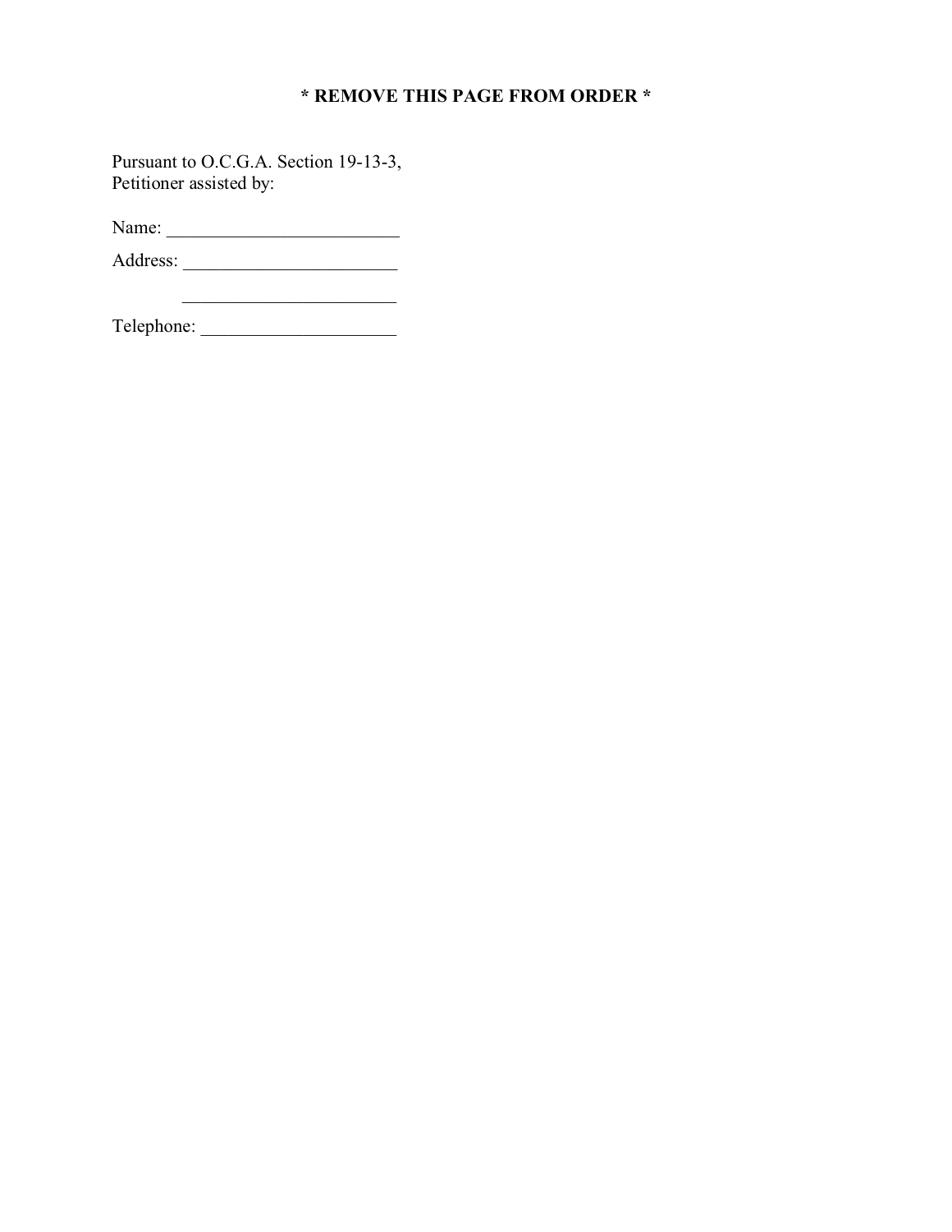**\* REMOVE THIS PAGE FROM ORDER \***

Pursuant to O.C.G.A. Section 19-13-3,
Petitioner assisted by:

Name: _________________________

Address: _______________________

_______________________

Telephone: _____________________